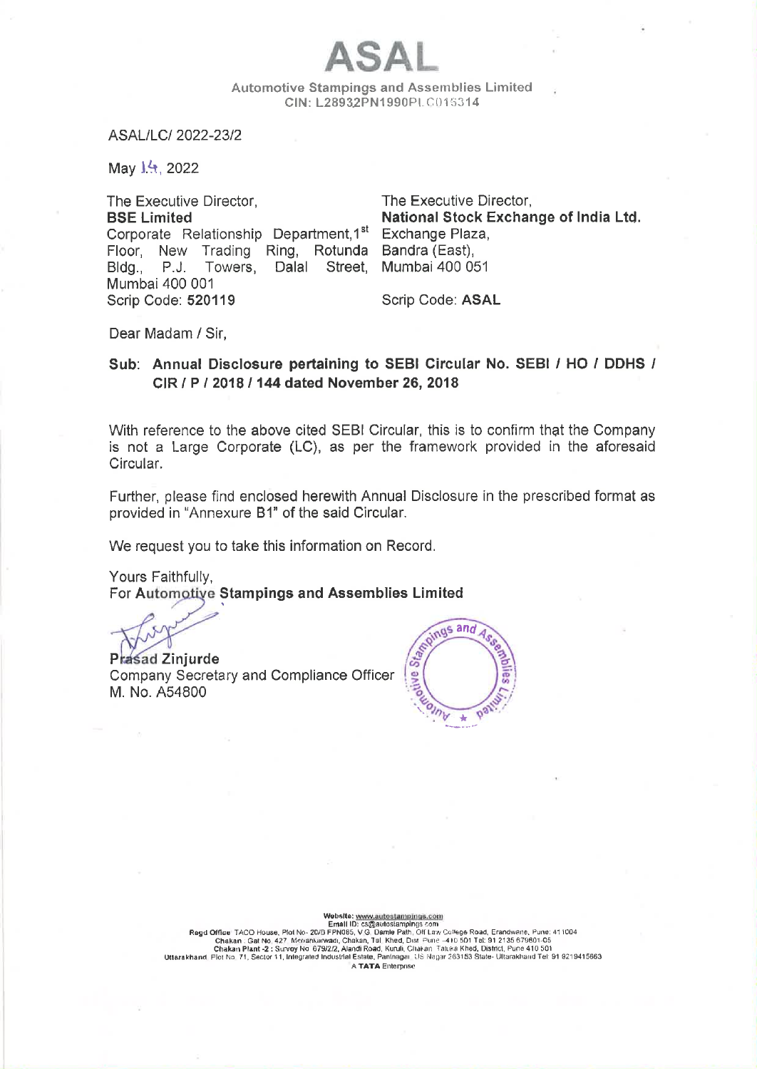# ASAL

Automotive Stampings and Assemblies Limited
CIN: L28932PN1990PLC015314

ASAL/LC/ 2022-23/2

May 14, 2022

| The Executive Director, | The Executive Director, |
| --- | --- |
| **BSE Limited** | **National Stock Exchange of India Ltd.** |
| Corporate Relationship Department, 1st Floor, New Trading Ring, Rotunda Bldg., P.J. Towers, Dalal Street, Mumbai 400 001 | Exchange Plaza, Bandra (East), Mumbai 400 051 |
| Scrip Code: **520119** | Scrip Code: **ASAL** |

Dear Madam / Sir,

**Sub: Annual Disclosure pertaining to SEBI Circular No. SEBI / HO / DDHS / CIR / P / 2018 / 144 dated November 26, 2018**

With reference to the above cited SEBI Circular, this is to confirm that the Company is not a Large Corporate (LC), as per the framework provided in the aforesaid Circular.

Further, please find enclosed herewith Annual Disclosure in the prescribed format as provided in "Annexure B1" of the said Circular.

We request you to take this information on Record.

Yours Faithfully,
For **Automotive Stampings and Assemblies Limited**

**Prasad Zinjurde**
Company Secretary and Compliance Officer
M. No. A54800

**Website:** www.autostampings.com
**Email ID:** cs@autostampings.com
**Regd Office:** TACO House, Plot No- 20/B FPN085, V.G. Damle Path, Off Law College Road, Erandwane, Pune: 411004
**Chakan:** Gat No. 427, Medankarwadi, Chakan, Tal. Khed, Dist. Pune - 410 501 Tel: 91 2135 679801-05
**Chakan Plant -2:** Survey No. 679/2/2, Alandi Road, Kuruli, Chakan, Taluka Khed, District, Pune 410 501
**Uttarakhand:** Plot No. 71, Sector 11, Integrated Industrial Estate, Pantnagar, US Nagar 263153 State- Uttarakhand Tel: 91 8219415663
A **TATA** Enterprise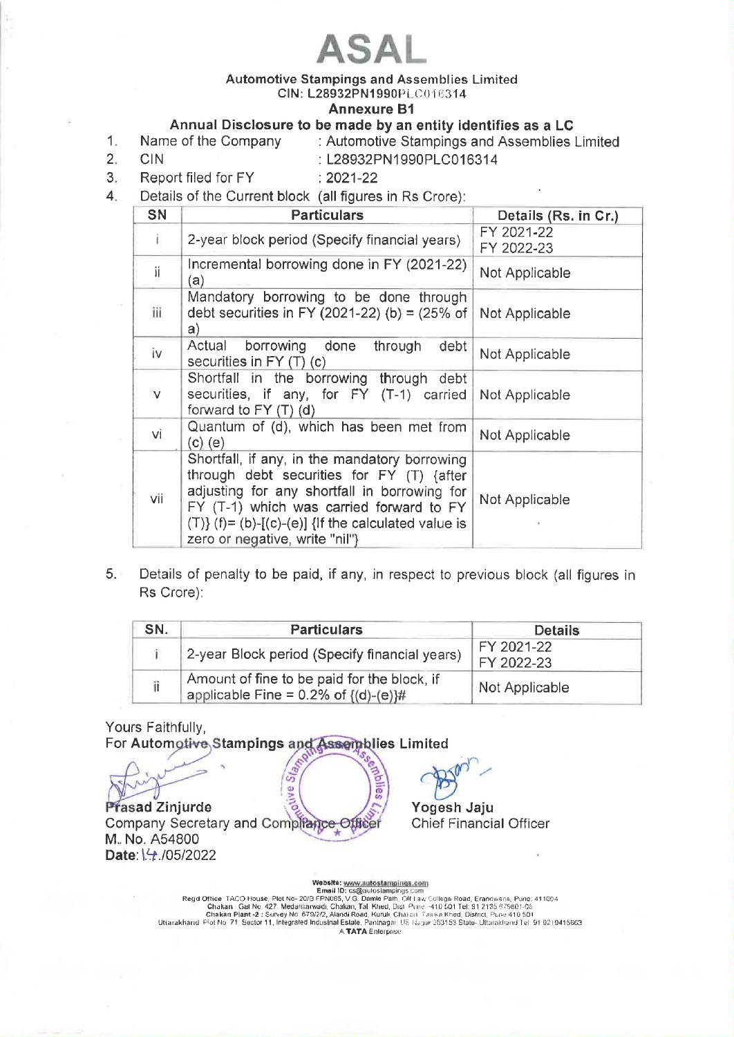# ASAL

**Automotive Stampings and Assemblies Limited**
**CIN: L28932PN1990PLC016314**

**Annexure B1**

**Annual Disclosure to be made by an entity identifies as a LC**

1. Name of the Company : Automotive Stampings and Assemblies Limited
2. CIN : L28932PN1990PLC016314
3. Report filed for FY : 2021-22
4. Details of the Current block (all figures in Rs Crore):

| SN | Particulars | Details (Rs. in Cr.) |
|---|---|---|
| i | 2-year block period (Specify financial years) | FY 2021-22 FY 2022-23 |
| ii | Incremental borrowing done in FY (2021-22) (a) | Not Applicable |
| iii | Mandatory borrowing to be done through debt securities in FY (2021-22) (b) = (25% of a) | Not Applicable |
| iv | Actual borrowing done through debt securities in FY (T) (c) | Not Applicable |
| v | Shortfall in the borrowing through debt securities, if any, for FY (T-1) carried forward to FY (T) (d) | Not Applicable |
| vi | Quantum of (d), which has been met from (c) (e) | Not Applicable |
| vii | Shortfall, if any, in the mandatory borrowing through debt securities for FY (T) {after adjusting for any shortfall in borrowing for FY (T-1) which was carried forward to FY (T)} (f)= (b)-[(c)-(e)] {If the calculated value is zero or negative, write "nil"} | Not Applicable |

5. Details of penalty to be paid, if any, in respect to previous block (all figures in Rs Crore):

| SN. | Particulars | Details |
|---|---|---|
| i | 2-year Block period (Specify financial years) | FY 2021-22 FY 2022-23 |
| ii | Amount of fine to be paid for the block, if applicable Fine = 0.2% of {(d)-(e)}# | Not Applicable |

Yours Faithfully,
For Automotive Stampings and Assemblies Limited

Prasad Zinjurde
Company Secretary and Compliance Officer
M. No. A54800
Date: 14/05/2022

Yogesh Jaju
Chief Financial Officer

Website: www.autostampings.com
Email ID: cs@autostampings.com
Regd Office: TACO House, Plot No- 20/B FPN085, V.G. Damle Path, Off Law College Road, Erandwane, Pune: 411004
Chakan : Gat No. 427, Medankarwadi, Chakan, Tal. Khed, Dist. Pune - 410 501 Tel: 91 2135 679601-05
Chakan Plant -2 : Survey No. 679/2/2, Alandi Road, Kuruli, Chakan, Taluka Khed, District, Pune 410 501
Uttarakhand : Plot No. 71, Sector 11, Integrated Industrial Estate, Pantnagar, US Nagar 263153 State- Uttarakhand Tel: 91 9219415663
A TATA Enterprise